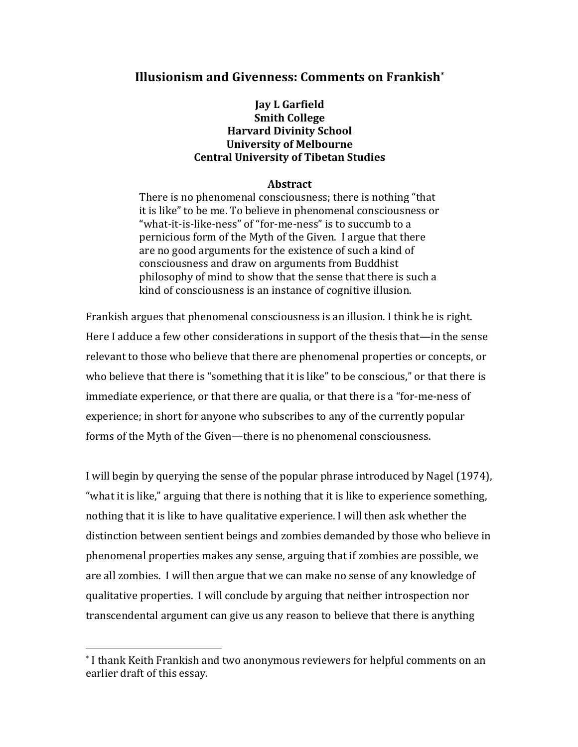# Illusionism and Givenness: Comments on Frankish[*]

**Jay L Garfield**
**Smith College**
**Harvard Divinity School**
**University of Melbourne**
**Central University of Tibetan Studies**

## Abstract

There is no phenomenal consciousness; there is nothing "that it is like" to be me. To believe in phenomenal consciousness or "what-it-is-like-ness" of "for-me-ness" is to succumb to a pernicious form of the Myth of the Given. I argue that there are no good arguments for the existence of such a kind of consciousness and draw on arguments from Buddhist philosophy of mind to show that the sense that there is such a kind of consciousness is an instance of cognitive illusion.

Frankish argues that phenomenal consciousness is an illusion. I think he is right. Here I adduce a few other considerations in support of the thesis that—in the sense relevant to those who believe that there are phenomenal properties or concepts, or who believe that there is "something that it is like" to be conscious," or that there is immediate experience, or that there are qualia, or that there is a "for-me-ness of experience; in short for anyone who subscribes to any of the currently popular forms of the Myth of the Given—there is no phenomenal consciousness.

I will begin by querying the sense of the popular phrase introduced by Nagel (1974), "what it is like," arguing that there is nothing that it is like to experience something, nothing that it is like to have qualitative experience. I will then ask whether the distinction between sentient beings and zombies demanded by those who believe in phenomenal properties makes any sense, arguing that if zombies are possible, we are all zombies. I will then argue that we can make no sense of any knowledge of qualitative properties. I will conclude by arguing that neither introspection nor transcendental argument can give us any reason to believe that there is anything

[*] I thank Keith Frankish and two anonymous reviewers for helpful comments on an earlier draft of this essay.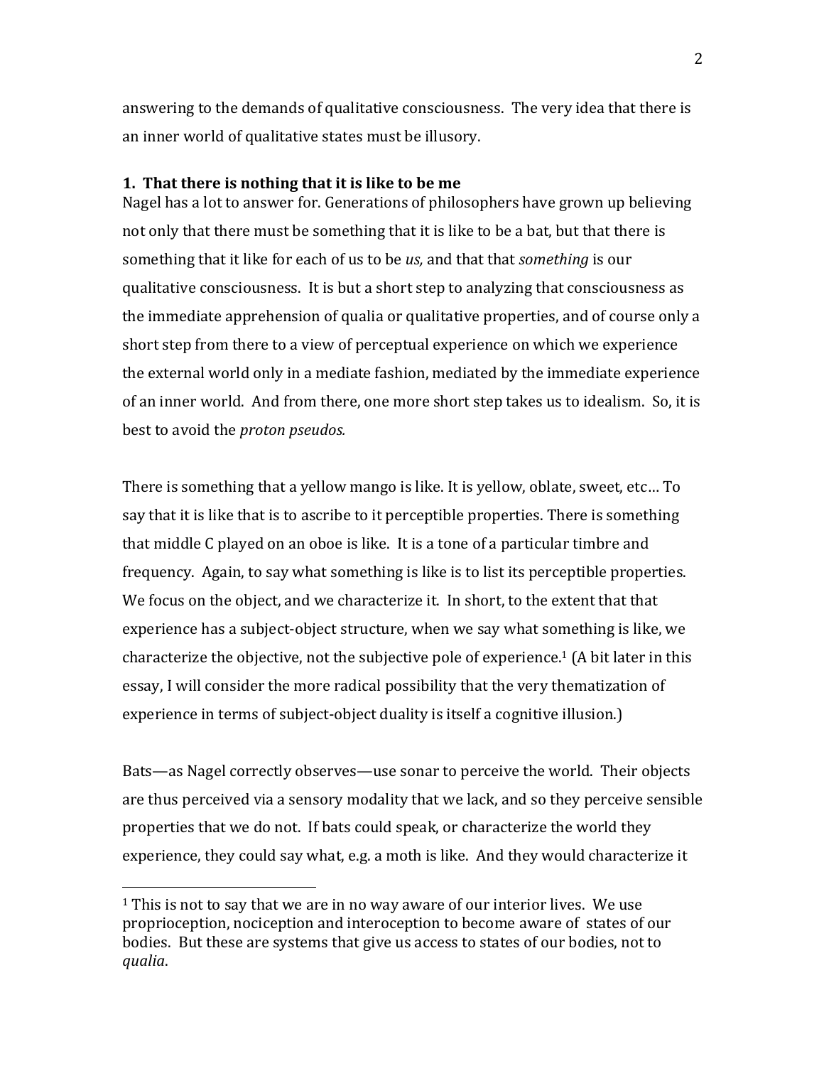answering to the demands of qualitative consciousness. The very idea that there is an inner world of qualitative states must be illusory.

### 1. That there is nothing that it is like to be me

Nagel has a lot to answer for. Generations of philosophers have grown up believing not only that there must be something that it is like to be a bat, but that there is something that it like for each of us to be *us,* and that that *something* is our qualitative consciousness. It is but a short step to analyzing that consciousness as the immediate apprehension of qualia or qualitative properties, and of course only a short step from there to a view of perceptual experience on which we experience the external world only in a mediate fashion, mediated by the immediate experience of an inner world. And from there, one more short step takes us to idealism. So, it is best to avoid the *proton pseudos.*

There is something that a yellow mango is like. It is yellow, oblate, sweet, etc… To say that it is like that is to ascribe to it perceptible properties. There is something that middle C played on an oboe is like. It is a tone of a particular timbre and frequency. Again, to say what something is like is to list its perceptible properties. We focus on the object, and we characterize it. In short, to the extent that that experience has a subject-object structure, when we say what something is like, we characterize the objective, not the subjective pole of experience.[1] (A bit later in this essay, I will consider the more radical possibility that the very thematization of experience in terms of subject-object duality is itself a cognitive illusion.)

Bats—as Nagel correctly observes—use sonar to perceive the world. Their objects are thus perceived via a sensory modality that we lack, and so they perceive sensible properties that we do not. If bats could speak, or characterize the world they experience, they could say what, e.g. a moth is like. And they would characterize it

---

[1] This is not to say that we are in no way aware of our interior lives. We use proprioception, nociception and interoception to become aware of states of our bodies. But these are systems that give us access to states of our bodies, not to *qualia*.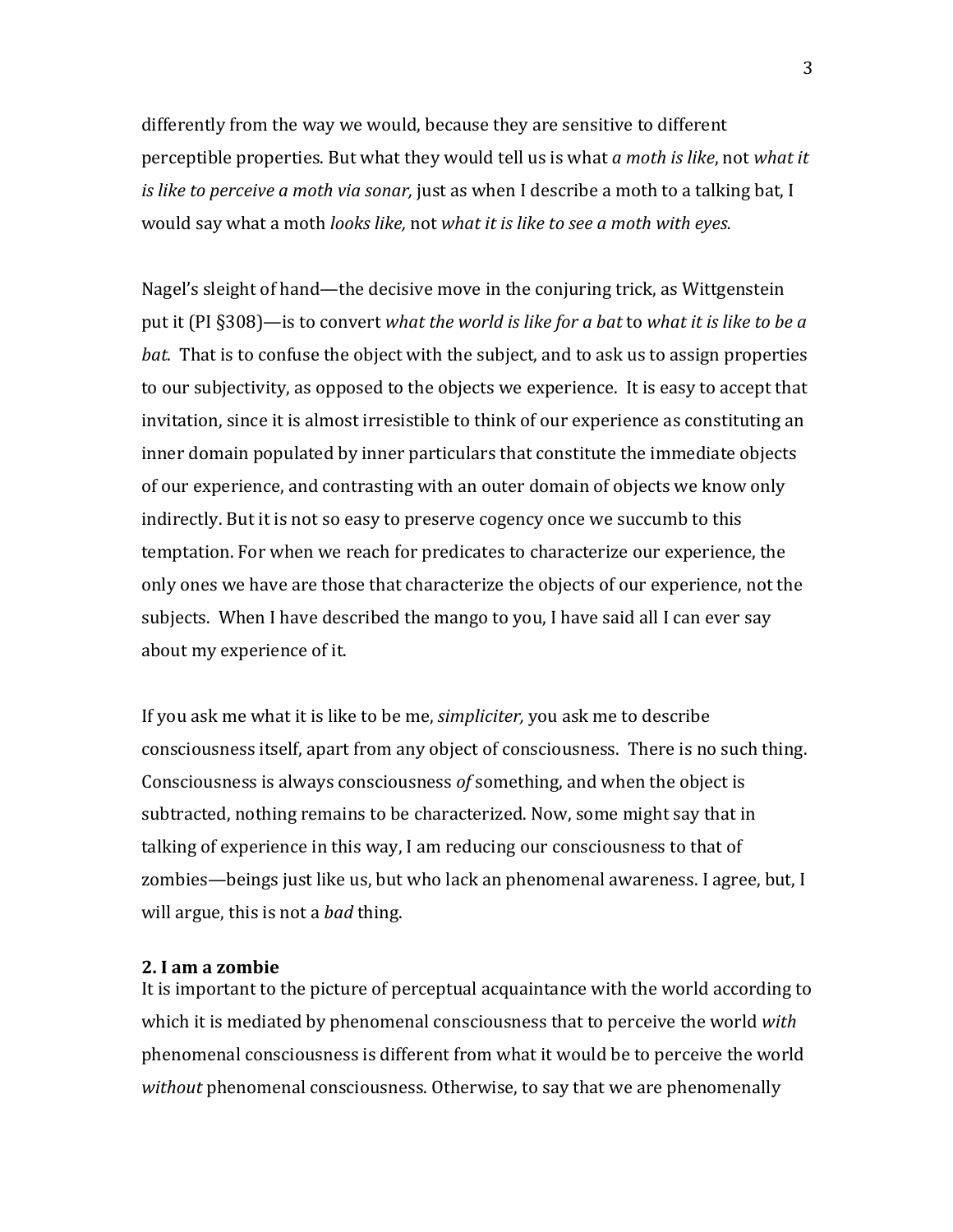differently from the way we would, because they are sensitive to different perceptible properties. But what they would tell us is what *a moth is like*, not *what it is like to perceive a moth via sonar,* just as when I describe a moth to a talking bat, I would say what a moth *looks like,* not *what it is like to see a moth with eyes.*

Nagel's sleight of hand—the decisive move in the conjuring trick, as Wittgenstein put it (PI §308)—is to convert *what the world is like for a bat* to *what it is like to be a bat*. That is to confuse the object with the subject, and to ask us to assign properties to our subjectivity, as opposed to the objects we experience. It is easy to accept that invitation, since it is almost irresistible to think of our experience as constituting an inner domain populated by inner particulars that constitute the immediate objects of our experience, and contrasting with an outer domain of objects we know only indirectly. But it is not so easy to preserve cogency once we succumb to this temptation. For when we reach for predicates to characterize our experience, the only ones we have are those that characterize the objects of our experience, not the subjects. When I have described the mango to you, I have said all I can ever say about my experience of it.

If you ask me what it is like to be me, *simpliciter,* you ask me to describe consciousness itself, apart from any object of consciousness. There is no such thing. Consciousness is always consciousness *of* something, and when the object is subtracted, nothing remains to be characterized. Now, some might say that in talking of experience in this way, I am reducing our consciousness to that of zombies—beings just like us, but who lack an phenomenal awareness. I agree, but, I will argue, this is not a *bad* thing.

## 2. I am a zombie

It is important to the picture of perceptual acquaintance with the world according to which it is mediated by phenomenal consciousness that to perceive the world *with* phenomenal consciousness is different from what it would be to perceive the world *without* phenomenal consciousness. Otherwise, to say that we are phenomenally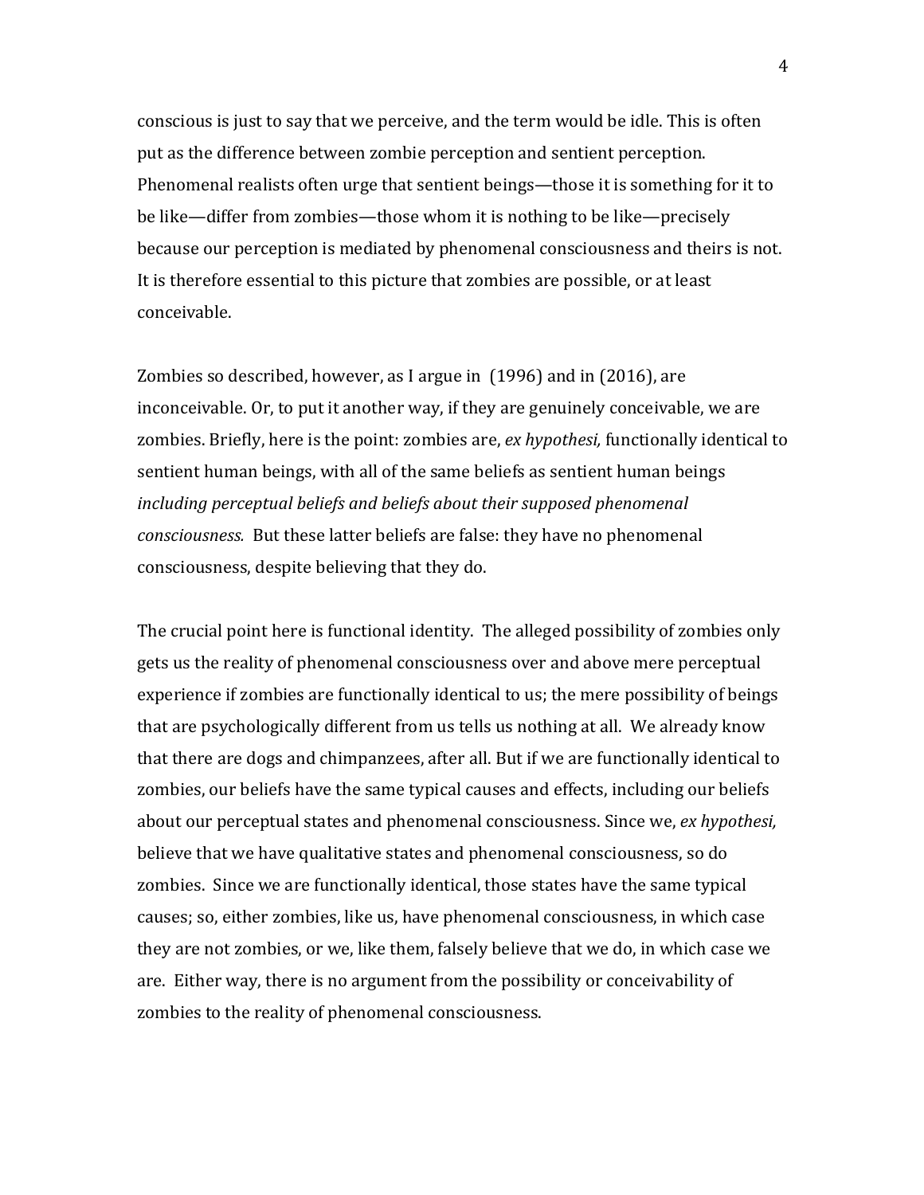conscious is just to say that we perceive, and the term would be idle. This is often put as the difference between zombie perception and sentient perception. Phenomenal realists often urge that sentient beings—those it is something for it to be like—differ from zombies—those whom it is nothing to be like—precisely because our perception is mediated by phenomenal consciousness and theirs is not. It is therefore essential to this picture that zombies are possible, or at least conceivable.

Zombies so described, however, as I argue in (1996) and in (2016), are inconceivable. Or, to put it another way, if they are genuinely conceivable, we are zombies. Briefly, here is the point: zombies are, *ex hypothesi,* functionally identical to sentient human beings, with all of the same beliefs as sentient human beings *including perceptual beliefs and beliefs about their supposed phenomenal consciousness.* But these latter beliefs are false: they have no phenomenal consciousness, despite believing that they do.

The crucial point here is functional identity. The alleged possibility of zombies only gets us the reality of phenomenal consciousness over and above mere perceptual experience if zombies are functionally identical to us; the mere possibility of beings that are psychologically different from us tells us nothing at all. We already know that there are dogs and chimpanzees, after all. But if we are functionally identical to zombies, our beliefs have the same typical causes and effects, including our beliefs about our perceptual states and phenomenal consciousness. Since we, *ex hypothesi,* believe that we have qualitative states and phenomenal consciousness, so do zombies. Since we are functionally identical, those states have the same typical causes; so, either zombies, like us, have phenomenal consciousness, in which case they are not zombies, or we, like them, falsely believe that we do, in which case we are. Either way, there is no argument from the possibility or conceivability of zombies to the reality of phenomenal consciousness.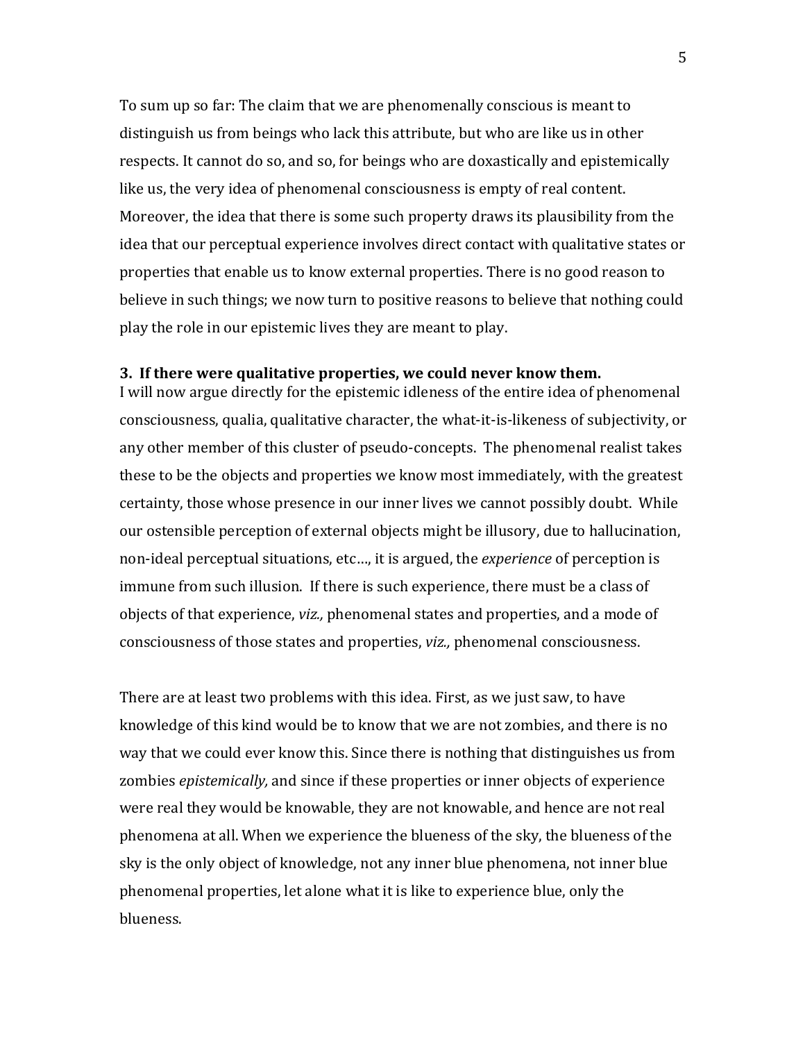To sum up so far: The claim that we are phenomenally conscious is meant to distinguish us from beings who lack this attribute, but who are like us in other respects. It cannot do so, and so, for beings who are doxastically and epistemically like us, the very idea of phenomenal consciousness is empty of real content. Moreover, the idea that there is some such property draws its plausibility from the idea that our perceptual experience involves direct contact with qualitative states or properties that enable us to know external properties. There is no good reason to believe in such things; we now turn to positive reasons to believe that nothing could play the role in our epistemic lives they are meant to play.

**3. If there were qualitative properties, we could never know them.**

I will now argue directly for the epistemic idleness of the entire idea of phenomenal consciousness, qualia, qualitative character, the what-it-is-likeness of subjectivity, or any other member of this cluster of pseudo-concepts. The phenomenal realist takes these to be the objects and properties we know most immediately, with the greatest certainty, those whose presence in our inner lives we cannot possibly doubt. While our ostensible perception of external objects might be illusory, due to hallucination, non-ideal perceptual situations, etc…, it is argued, the *experience* of perception is immune from such illusion. If there is such experience, there must be a class of objects of that experience, *viz.,* phenomenal states and properties, and a mode of consciousness of those states and properties, *viz.,* phenomenal consciousness.

There are at least two problems with this idea. First, as we just saw, to have knowledge of this kind would be to know that we are not zombies, and there is no way that we could ever know this. Since there is nothing that distinguishes us from zombies *epistemically,* and since if these properties or inner objects of experience were real they would be knowable, they are not knowable, and hence are not real phenomena at all. When we experience the blueness of the sky, the blueness of the sky is the only object of knowledge, not any inner blue phenomena, not inner blue phenomenal properties, let alone what it is like to experience blue, only the blueness.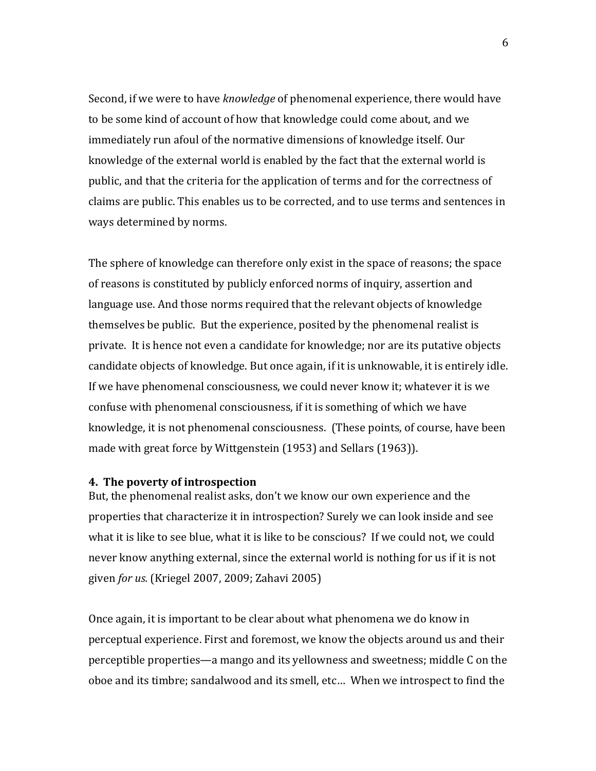Second, if we were to have *knowledge* of phenomenal experience, there would have to be some kind of account of how that knowledge could come about, and we immediately run afoul of the normative dimensions of knowledge itself. Our knowledge of the external world is enabled by the fact that the external world is public, and that the criteria for the application of terms and for the correctness of claims are public. This enables us to be corrected, and to use terms and sentences in ways determined by norms.

The sphere of knowledge can therefore only exist in the space of reasons; the space of reasons is constituted by publicly enforced norms of inquiry, assertion and language use. And those norms required that the relevant objects of knowledge themselves be public. But the experience, posited by the phenomenal realist is private. It is hence not even a candidate for knowledge; nor are its putative objects candidate objects of knowledge. But once again, if it is unknowable, it is entirely idle. If we have phenomenal consciousness, we could never know it; whatever it is we confuse with phenomenal consciousness, if it is something of which we have knowledge, it is not phenomenal consciousness. (These points, of course, have been made with great force by Wittgenstein (1953) and Sellars (1963)).

### 4. The poverty of introspection

But, the phenomenal realist asks, don't we know our own experience and the properties that characterize it in introspection? Surely we can look inside and see what it is like to see blue, what it is like to be conscious? If we could not, we could never know anything external, since the external world is nothing for us if it is not given *for us.* (Kriegel 2007, 2009; Zahavi 2005)

Once again, it is important to be clear about what phenomena we do know in perceptual experience. First and foremost, we know the objects around us and their perceptible properties—a mango and its yellowness and sweetness; middle C on the oboe and its timbre; sandalwood and its smell, etc… When we introspect to find the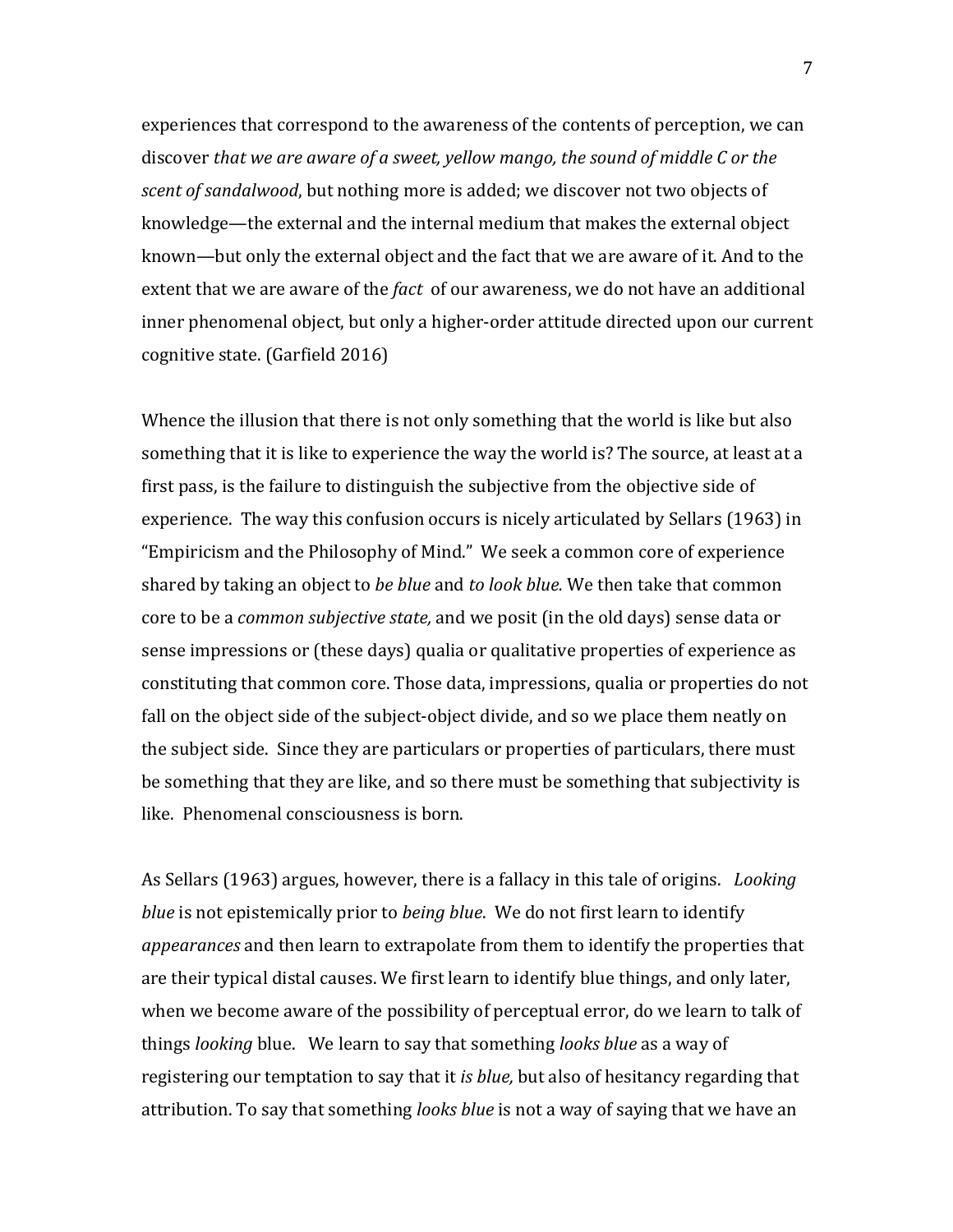experiences that correspond to the awareness of the contents of perception, we can discover *that we are aware of a sweet, yellow mango, the sound of middle C or the scent of sandalwood*, but nothing more is added; we discover not two objects of knowledge—the external and the internal medium that makes the external object known—but only the external object and the fact that we are aware of it. And to the extent that we are aware of the *fact* of our awareness, we do not have an additional inner phenomenal object, but only a higher-order attitude directed upon our current cognitive state. (Garfield 2016)

Whence the illusion that there is not only something that the world is like but also something that it is like to experience the way the world is? The source, at least at a first pass, is the failure to distinguish the subjective from the objective side of experience. The way this confusion occurs is nicely articulated by Sellars (1963) in "Empiricism and the Philosophy of Mind." We seek a common core of experience shared by taking an object to *be blue* and *to look blue.* We then take that common core to be a *common subjective state,* and we posit (in the old days) sense data or sense impressions or (these days) qualia or qualitative properties of experience as constituting that common core. Those data, impressions, qualia or properties do not fall on the object side of the subject-object divide, and so we place them neatly on the subject side. Since they are particulars or properties of particulars, there must be something that they are like, and so there must be something that subjectivity is like. Phenomenal consciousness is born.

As Sellars (1963) argues, however, there is a fallacy in this tale of origins. *Looking blue* is not epistemically prior to *being blue*. We do not first learn to identify *appearances* and then learn to extrapolate from them to identify the properties that are their typical distal causes. We first learn to identify blue things, and only later, when we become aware of the possibility of perceptual error, do we learn to talk of things *looking* blue. We learn to say that something *looks blue* as a way of registering our temptation to say that it *is blue,* but also of hesitancy regarding that attribution. To say that something *looks blue* is not a way of saying that we have an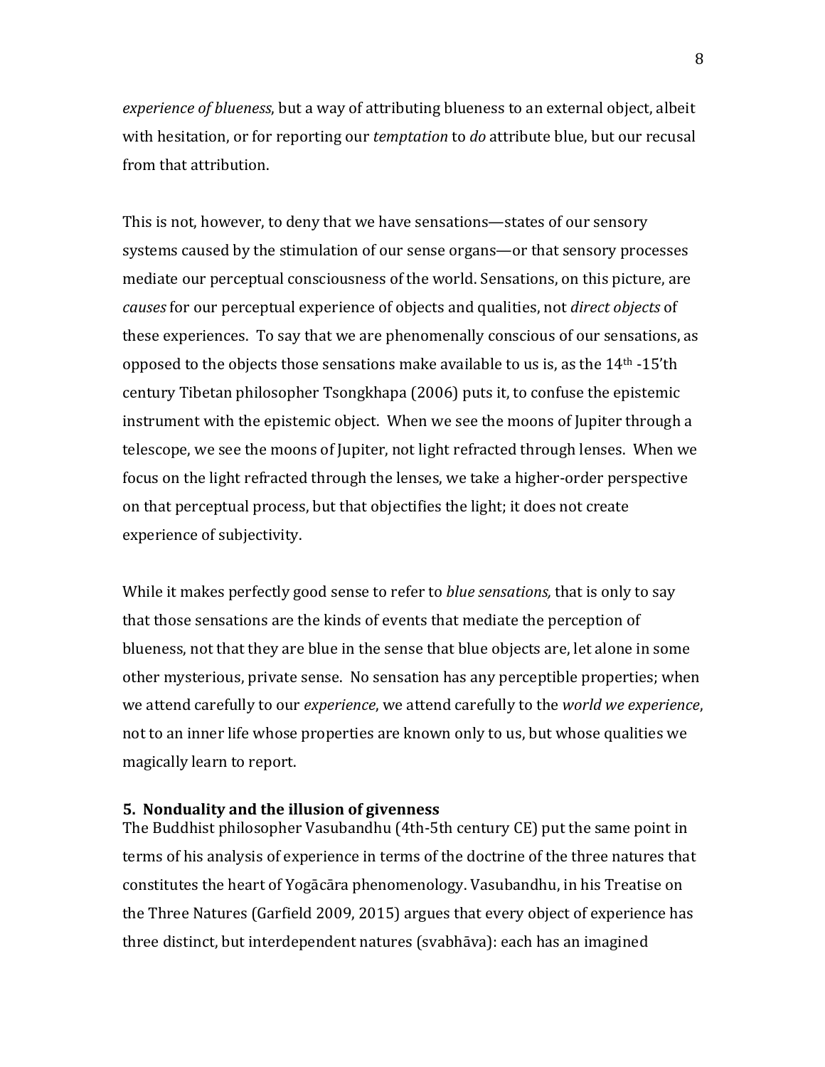*experience of blueness*, but a way of attributing blueness to an external object, albeit with hesitation, or for reporting our *temptation* to *do* attribute blue, but our recusal from that attribution.

This is not, however, to deny that we have sensations—states of our sensory systems caused by the stimulation of our sense organs—or that sensory processes mediate our perceptual consciousness of the world. Sensations, on this picture, are *causes* for our perceptual experience of objects and qualities, not *direct objects* of these experiences. To say that we are phenomenally conscious of our sensations, as opposed to the objects those sensations make available to us is, as the 14th -15'th century Tibetan philosopher Tsongkhapa (2006) puts it, to confuse the epistemic instrument with the epistemic object. When we see the moons of Jupiter through a telescope, we see the moons of Jupiter, not light refracted through lenses. When we focus on the light refracted through the lenses, we take a higher-order perspective on that perceptual process, but that objectifies the light; it does not create experience of subjectivity.

While it makes perfectly good sense to refer to *blue sensations,* that is only to say that those sensations are the kinds of events that mediate the perception of blueness, not that they are blue in the sense that blue objects are, let alone in some other mysterious, private sense. No sensation has any perceptible properties; when we attend carefully to our *experience*, we attend carefully to the *world we experience*, not to an inner life whose properties are known only to us, but whose qualities we magically learn to report.

## 5. Nonduality and the illusion of givenness

The Buddhist philosopher Vasubandhu (4th-5th century CE) put the same point in terms of his analysis of experience in terms of the doctrine of the three natures that constitutes the heart of Yogācāra phenomenology. Vasubandhu, in his Treatise on the Three Natures (Garfield 2009, 2015) argues that every object of experience has three distinct, but interdependent natures (svabhāva): each has an imagined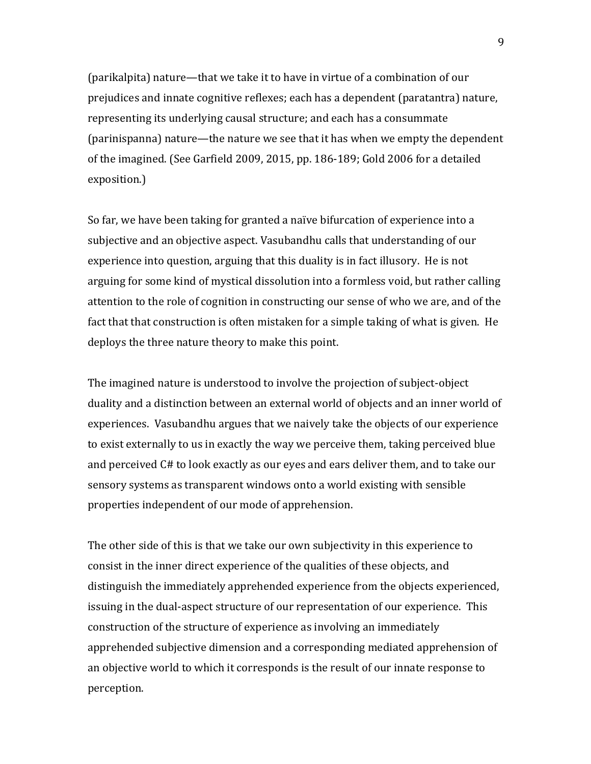(parikalpita) nature—that we take it to have in virtue of a combination of our prejudices and innate cognitive reflexes; each has a dependent (paratantra) nature, representing its underlying causal structure; and each has a consummate (parinispanna) nature—the nature we see that it has when we empty the dependent of the imagined. (See Garfield 2009, 2015, pp. 186-189; Gold 2006 for a detailed exposition.)

So far, we have been taking for granted a naïve bifurcation of experience into a subjective and an objective aspect. Vasubandhu calls that understanding of our experience into question, arguing that this duality is in fact illusory. He is not arguing for some kind of mystical dissolution into a formless void, but rather calling attention to the role of cognition in constructing our sense of who we are, and of the fact that that construction is often mistaken for a simple taking of what is given. He deploys the three nature theory to make this point.

The imagined nature is understood to involve the projection of subject-object duality and a distinction between an external world of objects and an inner world of experiences. Vasubandhu argues that we naively take the objects of our experience to exist externally to us in exactly the way we perceive them, taking perceived blue and perceived C# to look exactly as our eyes and ears deliver them, and to take our sensory systems as transparent windows onto a world existing with sensible properties independent of our mode of apprehension.

The other side of this is that we take our own subjectivity in this experience to consist in the inner direct experience of the qualities of these objects, and distinguish the immediately apprehended experience from the objects experienced, issuing in the dual-aspect structure of our representation of our experience. This construction of the structure of experience as involving an immediately apprehended subjective dimension and a corresponding mediated apprehension of an objective world to which it corresponds is the result of our innate response to perception.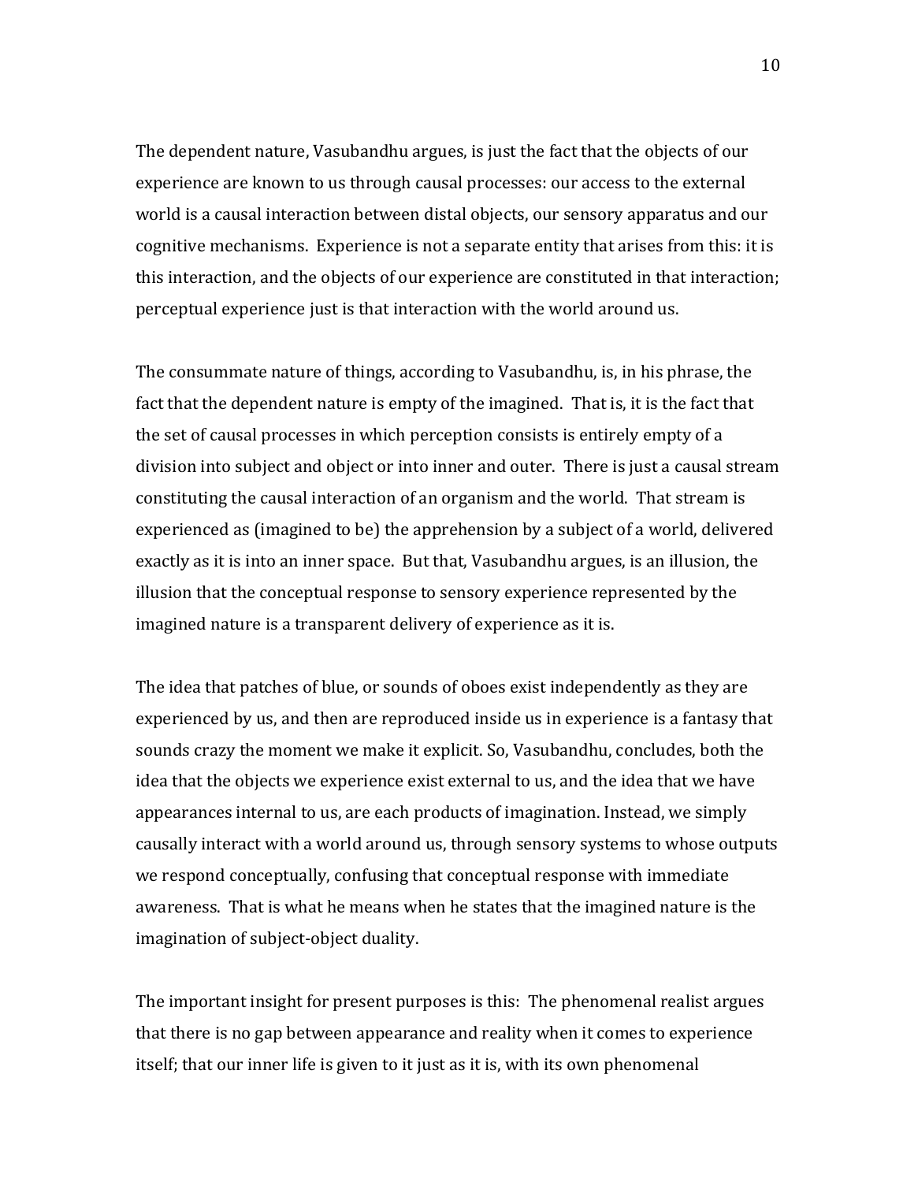The dependent nature, Vasubandhu argues, is just the fact that the objects of our experience are known to us through causal processes: our access to the external world is a causal interaction between distal objects, our sensory apparatus and our cognitive mechanisms. Experience is not a separate entity that arises from this: it is this interaction, and the objects of our experience are constituted in that interaction; perceptual experience just is that interaction with the world around us.

The consummate nature of things, according to Vasubandhu, is, in his phrase, the fact that the dependent nature is empty of the imagined. That is, it is the fact that the set of causal processes in which perception consists is entirely empty of a division into subject and object or into inner and outer. There is just a causal stream constituting the causal interaction of an organism and the world. That stream is experienced as (imagined to be) the apprehension by a subject of a world, delivered exactly as it is into an inner space. But that, Vasubandhu argues, is an illusion, the illusion that the conceptual response to sensory experience represented by the imagined nature is a transparent delivery of experience as it is.

The idea that patches of blue, or sounds of oboes exist independently as they are experienced by us, and then are reproduced inside us in experience is a fantasy that sounds crazy the moment we make it explicit. So, Vasubandhu, concludes, both the idea that the objects we experience exist external to us, and the idea that we have appearances internal to us, are each products of imagination. Instead, we simply causally interact with a world around us, through sensory systems to whose outputs we respond conceptually, confusing that conceptual response with immediate awareness. That is what he means when he states that the imagined nature is the imagination of subject-object duality.

The important insight for present purposes is this: The phenomenal realist argues that there is no gap between appearance and reality when it comes to experience itself; that our inner life is given to it just as it is, with its own phenomenal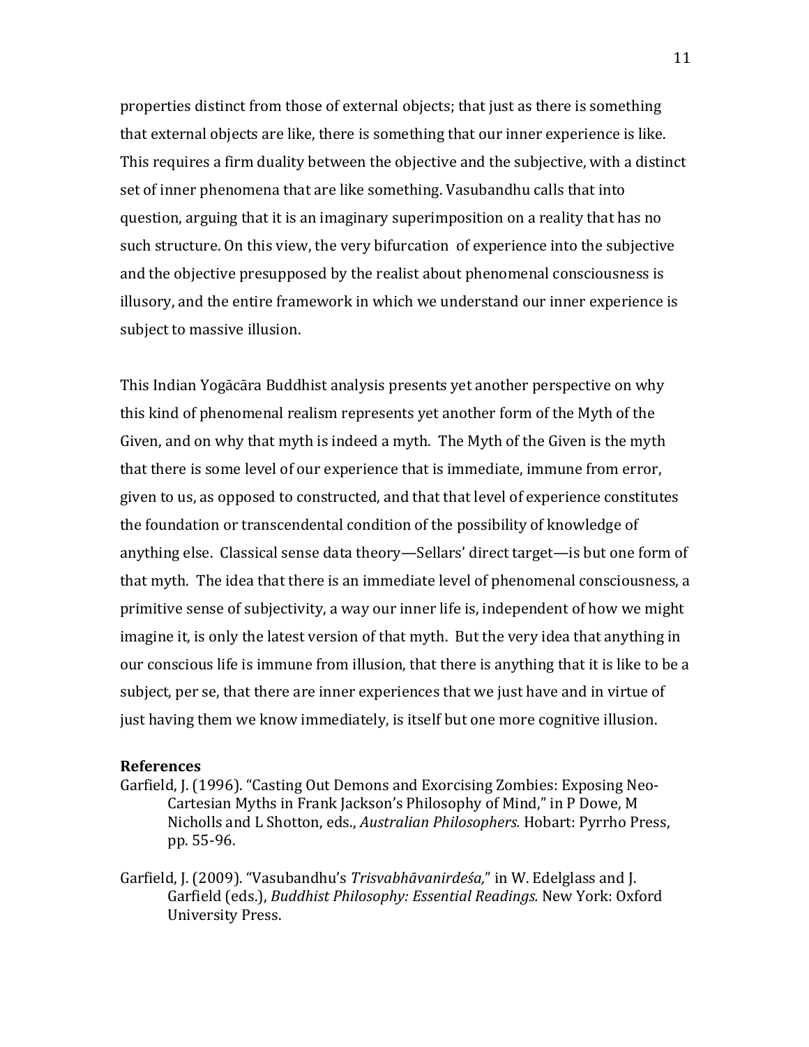properties distinct from those of external objects; that just as there is something that external objects are like, there is something that our inner experience is like. This requires a firm duality between the objective and the subjective, with a distinct set of inner phenomena that are like something. Vasubandhu calls that into question, arguing that it is an imaginary superimposition on a reality that has no such structure. On this view, the very bifurcation of experience into the subjective and the objective presupposed by the realist about phenomenal consciousness is illusory, and the entire framework in which we understand our inner experience is subject to massive illusion.

This Indian Yogācāra Buddhist analysis presents yet another perspective on why this kind of phenomenal realism represents yet another form of the Myth of the Given, and on why that myth is indeed a myth. The Myth of the Given is the myth that there is some level of our experience that is immediate, immune from error, given to us, as opposed to constructed, and that that level of experience constitutes the foundation or transcendental condition of the possibility of knowledge of anything else. Classical sense data theory—Sellars' direct target—is but one form of that myth. The idea that there is an immediate level of phenomenal consciousness, a primitive sense of subjectivity, a way our inner life is, independent of how we might imagine it, is only the latest version of that myth. But the very idea that anything in our conscious life is immune from illusion, that there is anything that it is like to be a subject, per se, that there are inner experiences that we just have and in virtue of just having them we know immediately, is itself but one more cognitive illusion.

**References**

Garfield, J. (1996). "Casting Out Demons and Exorcising Zombies: Exposing Neo-Cartesian Myths in Frank Jackson's Philosophy of Mind," in P Dowe, M Nicholls and L Shotton, eds., *Australian Philosophers.* Hobart: Pyrrho Press, pp. 55-96.

Garfield, J. (2009). "Vasubandhu's *Trisvabhāvanirdeśa,*" in W. Edelglass and J. Garfield (eds.), *Buddhist Philosophy: Essential Readings.* New York: Oxford University Press.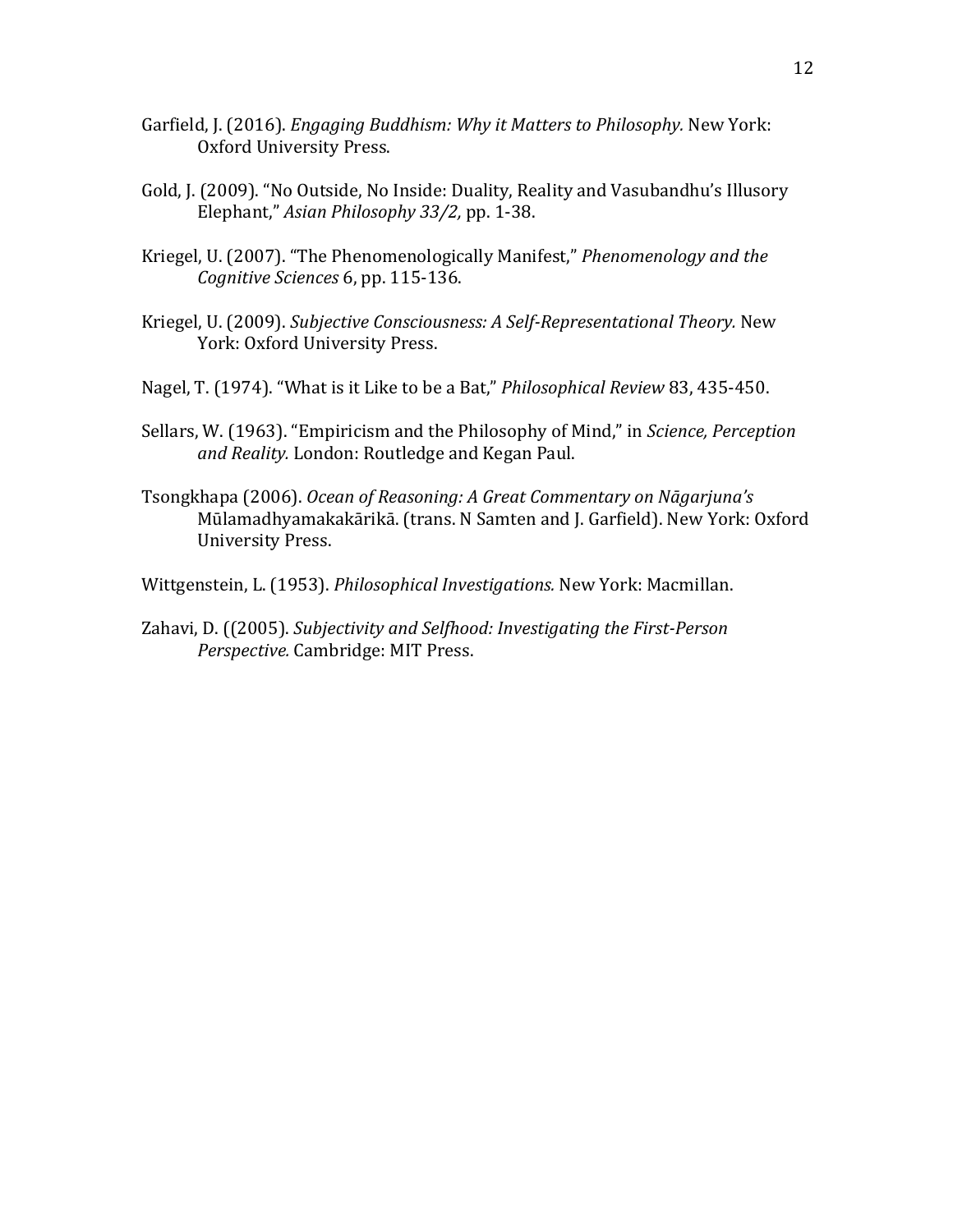Garfield, J. (2016). *Engaging Buddhism: Why it Matters to Philosophy.* New York: Oxford University Press.

Gold, J. (2009). "No Outside, No Inside: Duality, Reality and Vasubandhu's Illusory Elephant," *Asian Philosophy 33/2,* pp. 1-38.

Kriegel, U. (2007). "The Phenomenologically Manifest," *Phenomenology and the Cognitive Sciences* 6, pp. 115-136.

Kriegel, U. (2009). *Subjective Consciousness: A Self-Representational Theory.* New York: Oxford University Press.

Nagel, T. (1974). "What is it Like to be a Bat," *Philosophical Review* 83, 435-450.

Sellars, W. (1963). "Empiricism and the Philosophy of Mind," in *Science, Perception and Reality.* London: Routledge and Kegan Paul.

Tsongkhapa (2006). *Ocean of Reasoning: A Great Commentary on Nāgarjuna's* Mūlamadhyamakakārikā. (trans. N Samten and J. Garfield). New York: Oxford University Press.

Wittgenstein, L. (1953). *Philosophical Investigations.* New York: Macmillan.

Zahavi, D. ((2005). *Subjectivity and Selfhood: Investigating the First-Person Perspective.* Cambridge: MIT Press.